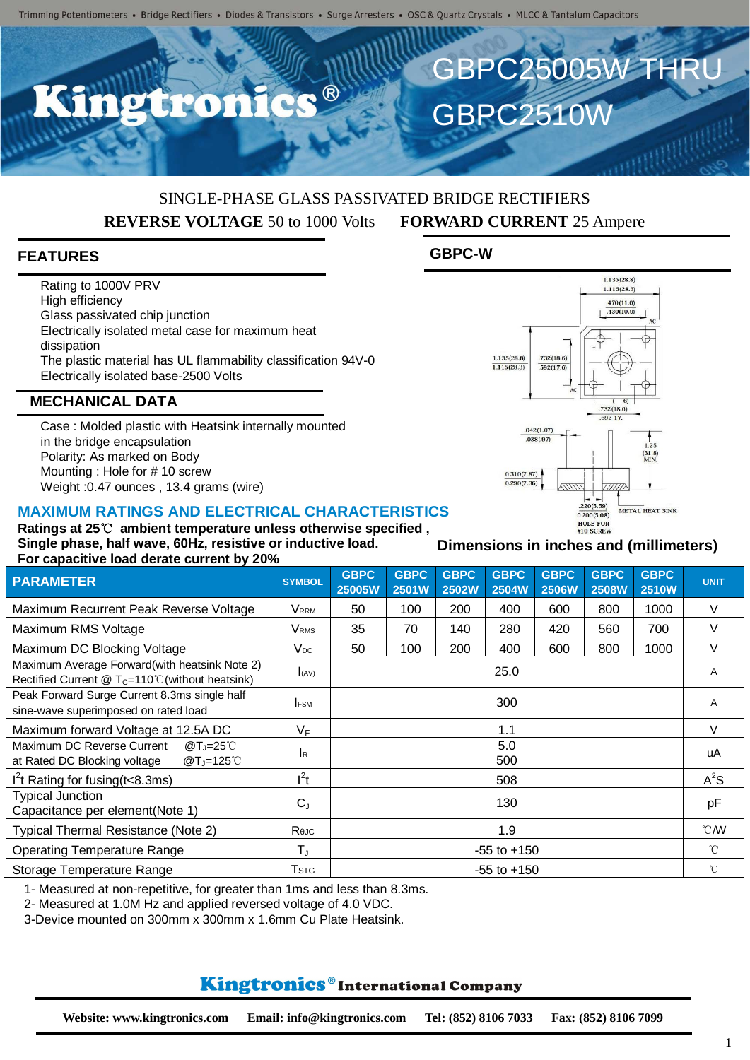Trimming Potentiometers • Bridge Rectifiers • Diodes & Transistors • Surge Arresters • OSC & Quartz Crystals • MLCC & Tantalum Capacitors

# Kingtronics®

# GBPC25005W THRU GBPC2510W

SINGLE-PHASE GLASS PASSIVATED BRIDGE RECTIFIERS

**REVERSE VOLTAGE** 50 to 1000 Volts **FORWARD CURRENT** 25 Ampere

## FEATURES

- Rating to 1000V PRV
- High efficiency
- Glass passivated chip junction
- Electrically isolated metal case for maximum heat dissipation
- The plastic material has UL flammability classification 94V-0
- Electrically isolated base-2500 Volts

## MECHANICAL DATA

- Case : Molded plastic with Heatsink internally mounted in the bridge encapsulation
- Polarity: As marked on Body
- Mounting : Hole for # 10 screw
- Weight :0.47 ounces , 13.4 grams (wire)

## GBPC-W

Dimensions in inches and (millimeters)

## MAXIMUM RATINGS AND ELECTRICAL CHARACTERISTICS

**Ratings at 25℃ ambient temperature unless otherwise specified ,**
**Single phase, half wave, 60Hz, resistive or inductive load.**
**For capacitive load derate current by 20%**

| PARAMETER | SYMBOL | GBPC 25005W | GBPC 2501W | GBPC 2502W | GBPC 2504W | GBPC 2506W | GBPC 2508W | GBPC 2510W | UNIT |
|---|---|---|---|---|---|---|---|---|---|
| Maximum Recurrent Peak Reverse Voltage | $V_{RRM}$ | 50 | 100 | 200 | 400 | 600 | 800 | 1000 | V |
| Maximum RMS Voltage | $V_{RMS}$ | 35 | 70 | 140 | 280 | 420 | 560 | 700 | V |
| Maximum DC Blocking Voltage | $V_{DC}$ | 50 | 100 | 200 | 400 | 600 | 800 | 1000 | V |
| Maximum Average Forward(with heatsink Note 2) Rectified Current @ $T_C$=110℃(without heatsink) | $I_{(AV)}$ | 25.0 | | | | | | | A |
| Peak Forward Surge Current 8.3ms single half sine-wave superimposed on rated load | $I_{FSM}$ | 300 | | | | | | | A |
| Maximum forward Voltage at 12.5A DC | $V_F$ | 1.1 | | | | | | | V |
| Maximum DC Reverse Current @$T_J$=25℃ at Rated DC Blocking voltage @$T_J$=125℃ | $I_R$ | 5.0 / 500 | | | | | | | uA |
| $I^2t$ Rating for fusing(t<8.3ms) | $I^2t$ | 508 | | | | | | | $A^2S$ |
| Typical Junction Capacitance per element(Note 1) | $C_J$ | 130 | | | | | | | pF |
| Typical Thermal Resistance (Note 2) | $R_{θJC}$ | 1.9 | | | | | | | ℃/W |
| Operating Temperature Range | $T_J$ | -55 to +150 | | | | | | | ℃ |
| Storage Temperature Range | $T_{STG}$ | -55 to +150 | | | | | | | ℃ |

1- Measured at non-repetitive, for greater than 1ms and less than 8.3ms.
2- Measured at 1.0M Hz and applied reversed voltage of 4.0 VDC.
3-Device mounted on 300mm x 300mm x 1.6mm Cu Plate Heatsink.

**Kingtronics® International Company**

**Website: www.kingtronics.com Email: info@kingtronics.com Tel: (852) 8106 7033 Fax: (852) 8106 7099**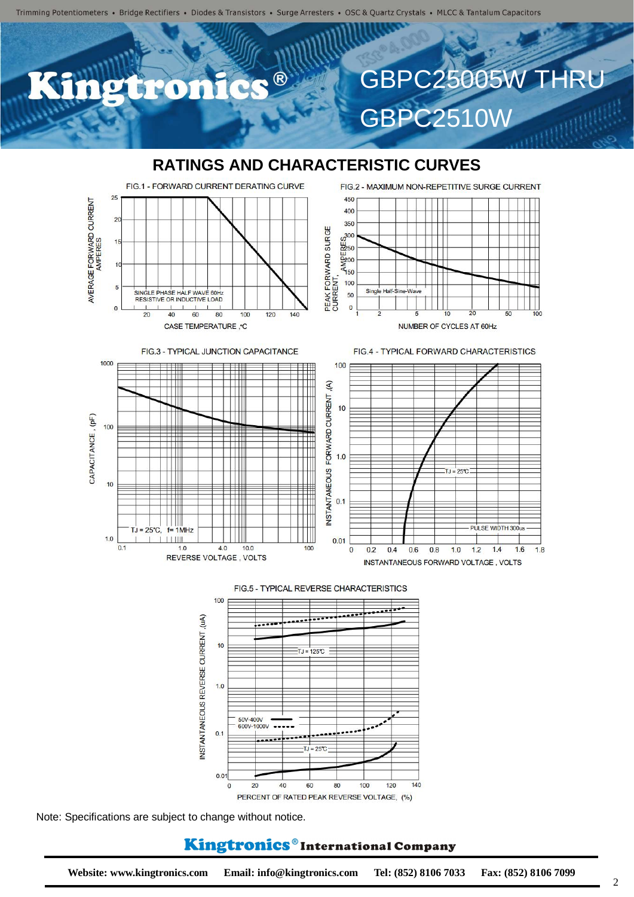# GBPC25005W THRU GBPC2510W

## RATINGS AND CHARACTERISTIC CURVES

FIG.1 - FORWARD CURRENT DERATING CURVE

AVERAGE FORWARD CURRENT AMPERES

25
20
15
10
5
0

20 40 60 80 100 120 140

SINGLE PHASE HALF WAVE 60Hz
RESISTIVE OR INDUCTIVE LOAD

CASE TEMPERATURE ,°C

FIG.2 - MAXIMUM NON-REPETITIVE SURGE CURRENT

PEAK FORWARD SURGE CURRENT, AMPERES

450
400
350
300
250
200
150
100
50
0

1 2 5 10 20 50 100

Single Half-Sine-Wave

NUMBER OF CYCLES AT 60Hz

FIG.3 - TYPICAL JUNCTION CAPACITANCE

CAPACITANCE , (pF)

1000
100
10
1.0

0.1 1.0 4.0 10.0 100

TJ = 25°C, f= 1MHz

REVERSE VOLTAGE , VOLTS

FIG.4 - TYPICAL FORWARD CHARACTERISTICS

INSTANTANEOUS FORWARD CURRENT ,(A)

100
10
1.0
0.1
0.01

0 0.2 0.4 0.6 0.8 1.0 1.2 1.4 1.6 1.8

TJ = 25°C

PULSE WIDTH 300us

INSTANTANEOUS FORWARD VOLTAGE , VOLTS

FIG.5 - TYPICAL REVERSE CHARACTERISTICS

INSTANTANEOUS REVERSE CURRENT ,(uA)

100
10
1.0
0.1
0.01

0 20 40 60 80 100 120 140

TJ = 125°C

TJ = 25°C

50V-400V
600V-1000V

PERCENT OF RATED PEAK REVERSE VOLTAGE, (%)

Note: Specifications are subject to change without notice.

**Kingtronics® International Company**

**Website: www.kingtronics.com Email: info@kingtronics.com Tel: (852) 8106 7033 Fax: (852) 8106 7099**